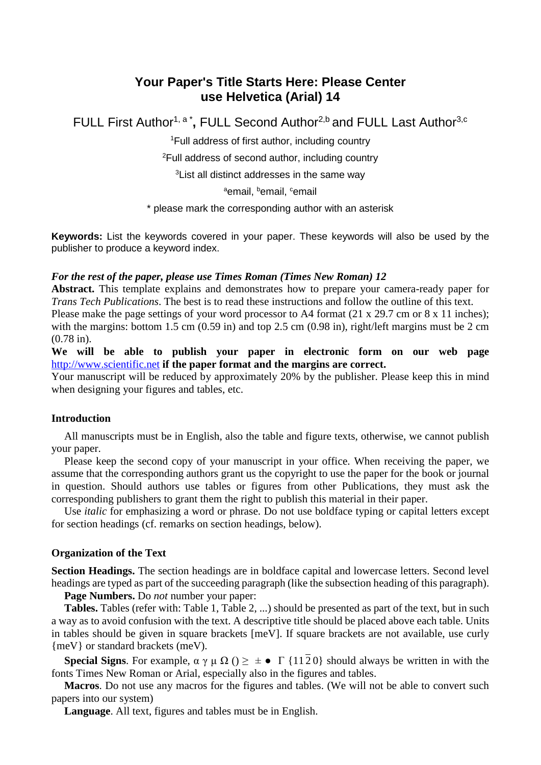# Your Paper's Title Starts Here: Please Center use Helvetica (Arial) 14

FULL First Author[1, a *], FULL Second Author[2,b] and FULL Last Author[3,c]

[1]Full address of first author, including country

[2]Full address of second author, including country

[3]List all distinct addresses in the same way

[a]email, [b]email, [c]email

* please mark the corresponding author with an asterisk

**Keywords:** List the keywords covered in your paper. These keywords will also be used by the publisher to produce a keyword index.

***For the rest of the paper, please use Times Roman (Times New Roman) 12***

**Abstract.** This template explains and demonstrates how to prepare your camera-ready paper for *Trans Tech Publications*. The best is to read these instructions and follow the outline of this text.
Please make the page settings of your word processor to A4 format (21 x 29.7 cm or 8 x 11 inches); with the margins: bottom 1.5 cm (0.59 in) and top 2.5 cm (0.98 in), right/left margins must be 2 cm (0.78 in).
**We will be able to publish your paper in electronic form on our web page** http://www.scientific.net **if the paper format and the margins are correct.**
Your manuscript will be reduced by approximately 20% by the publisher. Please keep this in mind when designing your figures and tables, etc.

## Introduction

All manuscripts must be in English, also the table and figure texts, otherwise, we cannot publish your paper.

Please keep the second copy of your manuscript in your office. When receiving the paper, we assume that the corresponding authors grant us the copyright to use the paper for the book or journal in question. Should authors use tables or figures from other Publications, they must ask the corresponding publishers to grant them the right to publish this material in their paper.

Use *italic* for emphasizing a word or phrase. Do not use boldface typing or capital letters except for section headings (cf. remarks on section headings, below).

## Organization of the Text

**Section Headings.** The section headings are in boldface capital and lowercase letters. Second level headings are typed as part of the succeeding paragraph (like the subsection heading of this paragraph).

**Page Numbers.** Do *not* number your paper:

**Tables.** Tables (refer with: Table 1, Table 2, ...) should be presented as part of the text, but in such a way as to avoid confusion with the text. A descriptive title should be placed above each table. Units in tables should be given in square brackets [meV]. If square brackets are not available, use curly {meV} or standard brackets (meV).

**Special Signs**. For example, α γ μ Ω () ≥ ± ● Γ $\{11\bar{2}0\}$ should always be written in with the fonts Times New Roman or Arial, especially also in the figures and tables.

**Macros**. Do not use any macros for the figures and tables. (We will not be able to convert such papers into our system)

**Language**. All text, figures and tables must be in English.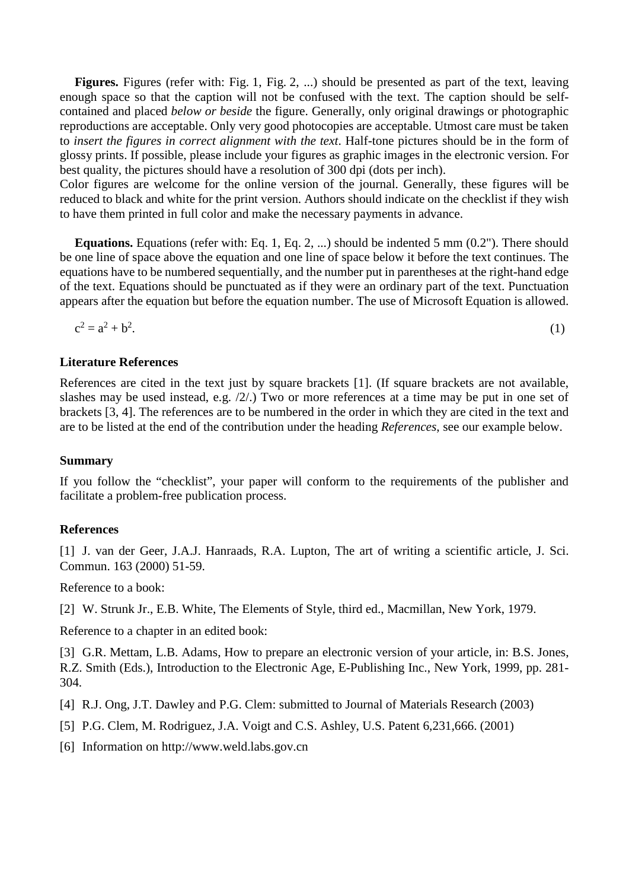**Figures.** Figures (refer with: Fig. 1, Fig. 2, ...) should be presented as part of the text, leaving enough space so that the caption will not be confused with the text. The caption should be self-contained and placed *below or beside* the figure. Generally, only original drawings or photographic reproductions are acceptable. Only very good photocopies are acceptable. Utmost care must be taken to *insert the figures in correct alignment with the text*. Half-tone pictures should be in the form of glossy prints. If possible, please include your figures as graphic images in the electronic version. For best quality, the pictures should have a resolution of 300 dpi (dots per inch).
Color figures are welcome for the online version of the journal. Generally, these figures will be reduced to black and white for the print version. Authors should indicate on the checklist if they wish to have them printed in full color and make the necessary payments in advance.

**Equations.** Equations (refer with: Eq. 1, Eq. 2, ...) should be indented 5 mm (0.2"). There should be one line of space above the equation and one line of space below it before the text continues. The equations have to be numbered sequentially, and the number put in parentheses at the right-hand edge of the text. Equations should be punctuated as if they were an ordinary part of the text. Punctuation appears after the equation but before the equation number. The use of Microsoft Equation is allowed.

$$c^2 = a^2 + b^2. \tag{1}$$

### Literature References

References are cited in the text just by square brackets [1]. (If square brackets are not available, slashes may be used instead, e.g. /2/.) Two or more references at a time may be put in one set of brackets [3, 4]. The references are to be numbered in the order in which they are cited in the text and are to be listed at the end of the contribution under the heading *References*, see our example below.

### Summary

If you follow the "checklist", your paper will conform to the requirements of the publisher and facilitate a problem-free publication process.

### References

[1] J. van der Geer, J.A.J. Hanraads, R.A. Lupton, The art of writing a scientific article, J. Sci. Commun. 163 (2000) 51-59.

Reference to a book:

[2] W. Strunk Jr., E.B. White, The Elements of Style, third ed., Macmillan, New York, 1979.

Reference to a chapter in an edited book:

[3] G.R. Mettam, L.B. Adams, How to prepare an electronic version of your article, in: B.S. Jones, R.Z. Smith (Eds.), Introduction to the Electronic Age, E-Publishing Inc., New York, 1999, pp. 281-304.

[4] R.J. Ong, J.T. Dawley and P.G. Clem: submitted to Journal of Materials Research (2003)

[5] P.G. Clem, M. Rodriguez, J.A. Voigt and C.S. Ashley, U.S. Patent 6,231,666. (2001)

[6] Information on http://www.weld.labs.gov.cn